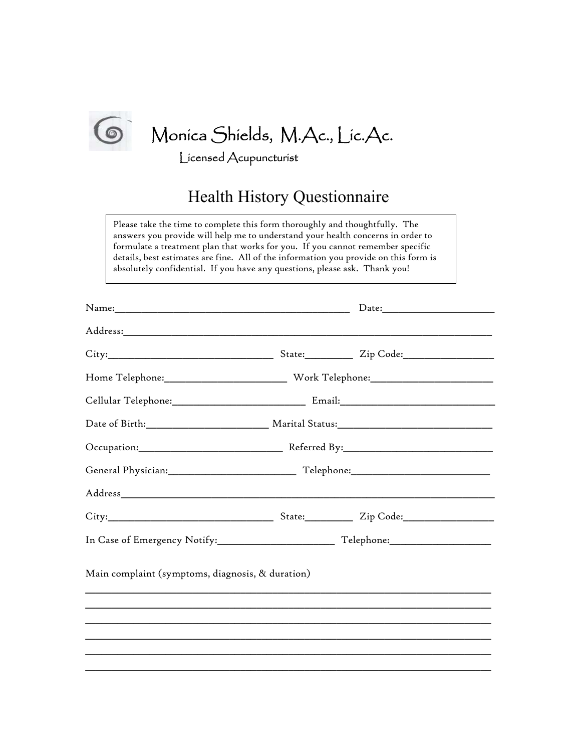# Monica Shields, M.Ac., Lic.Ac.

Licensed Acupuncturist

## Health History Questionnaire

Please take the time to complete this form thoroughly and thoughtfully. The answers you provide will help me to understand your health concerns in order to formulate a treatment plan that works for you. If you cannot remember specific details, best estimates are fine. All of the information you provide on this form is absolutely confidential. If you have any questions, please ask. Thank you!

Name:\_\_\_\_\_\_\_\_\_\_\_\_\_\_\_\_\_\_\_\_\_\_\_\_\_\_\_\_\_\_\_\_\_\_\_\_\_\_\_\_\_\_ Date:\_\_\_\_\_\_\_\_\_\_\_\_\_\_\_\_\_\_\_\_

Address:\_\_\_\_\_\_\_\_\_\_\_\_\_\_\_\_\_\_\_\_\_\_\_\_\_\_\_\_\_\_\_\_\_\_\_\_\_\_\_\_\_\_\_\_\_\_\_\_\_\_\_\_\_\_\_\_\_\_\_\_\_\_\_\_\_\_

City:\_\_\_\_\_\_\_\_\_\_\_\_\_\_\_\_\_\_\_\_\_\_\_\_\_\_\_\_\_\_ State:\_\_\_\_\_\_\_\_\_ Zip Code:\_\_\_\_\_\_\_\_\_\_\_\_\_\_\_\_\_

Home Telephone:\_\_\_\_\_\_\_\_\_\_\_\_\_\_\_\_\_\_\_\_\_\_ Work Telephone:\_\_\_\_\_\_\_\_\_\_\_\_\_\_\_\_\_\_\_\_\_\_\_

Cellular Telephone:\_\_\_\_\_\_\_\_\_\_\_\_\_\_\_\_\_\_\_\_\_\_\_\_\_ Email:\_\_\_\_\_\_\_\_\_\_\_\_\_\_\_\_\_\_\_\_\_\_\_\_\_\_\_\_\_\_

Date of Birth:\_\_\_\_\_\_\_\_\_\_\_\_\_\_\_\_\_\_\_\_\_\_ Marital Status:\_\_\_\_\_\_\_\_\_\_\_\_\_\_\_\_\_\_\_\_\_\_\_\_\_\_\_\_\_

Occupation:\_\_\_\_\_\_\_\_\_\_\_\_\_\_\_\_\_\_\_\_\_\_\_\_\_\_\_ Referred By:\_\_\_\_\_\_\_\_\_\_\_\_\_\_\_\_\_\_\_\_\_\_\_\_\_\_\_\_

General Physician:\_\_\_\_\_\_\_\_\_\_\_\_\_\_\_\_\_\_\_\_\_\_\_\_ Telephone:\_\_\_\_\_\_\_\_\_\_\_\_\_\_\_\_\_\_\_\_\_\_\_\_\_\_

Address\_\_\_\_\_\_\_\_\_\_\_\_\_\_\_\_\_\_\_\_\_\_\_\_\_\_\_\_\_\_\_\_\_\_\_\_\_\_\_\_\_\_\_\_\_\_\_\_\_\_\_\_\_\_\_\_\_\_\_\_\_\_\_\_\_\_\_

City:\_\_\_\_\_\_\_\_\_\_\_\_\_\_\_\_\_\_\_\_\_\_\_\_\_\_\_\_\_\_ State:\_\_\_\_\_\_\_\_\_ Zip Code:\_\_\_\_\_\_\_\_\_\_\_\_\_\_\_\_\_

In Case of Emergency Notify:\_\_\_\_\_\_\_\_\_\_\_\_\_\_\_\_\_\_\_\_\_ Telephone:\_\_\_\_\_\_\_\_\_\_\_\_\_\_\_\_\_\_\_

Main complaint (symptoms, diagnosis, & duration)

\_\_\_\_\_\_\_\_\_\_\_\_\_\_\_\_\_\_\_\_\_\_\_\_\_\_\_\_\_\_\_\_\_\_\_\_\_\_\_\_\_\_\_\_\_\_\_\_\_\_\_\_\_\_\_\_\_\_\_\_\_\_\_\_\_\_\_\_\_\_\_\_\_

\_\_\_\_\_\_\_\_\_\_\_\_\_\_\_\_\_\_\_\_\_\_\_\_\_\_\_\_\_\_\_\_\_\_\_\_\_\_\_\_\_\_\_\_\_\_\_\_\_\_\_\_\_\_\_\_\_\_\_\_\_\_\_\_\_\_\_\_\_\_\_\_\_

\_\_\_\_\_\_\_\_\_\_\_\_\_\_\_\_\_\_\_\_\_\_\_\_\_\_\_\_\_\_\_\_\_\_\_\_\_\_\_\_\_\_\_\_\_\_\_\_\_\_\_\_\_\_\_\_\_\_\_\_\_\_\_\_\_\_\_\_\_\_\_\_\_

\_\_\_\_\_\_\_\_\_\_\_\_\_\_\_\_\_\_\_\_\_\_\_\_\_\_\_\_\_\_\_\_\_\_\_\_\_\_\_\_\_\_\_\_\_\_\_\_\_\_\_\_\_\_\_\_\_\_\_\_\_\_\_\_\_\_\_\_\_\_\_\_\_

\_\_\_\_\_\_\_\_\_\_\_\_\_\_\_\_\_\_\_\_\_\_\_\_\_\_\_\_\_\_\_\_\_\_\_\_\_\_\_\_\_\_\_\_\_\_\_\_\_\_\_\_\_\_\_\_\_\_\_\_\_\_\_\_\_\_\_\_\_\_\_\_\_

\_\_\_\_\_\_\_\_\_\_\_\_\_\_\_\_\_\_\_\_\_\_\_\_\_\_\_\_\_\_\_\_\_\_\_\_\_\_\_\_\_\_\_\_\_\_\_\_\_\_\_\_\_\_\_\_\_\_\_\_\_\_\_\_\_\_\_\_\_\_\_\_\_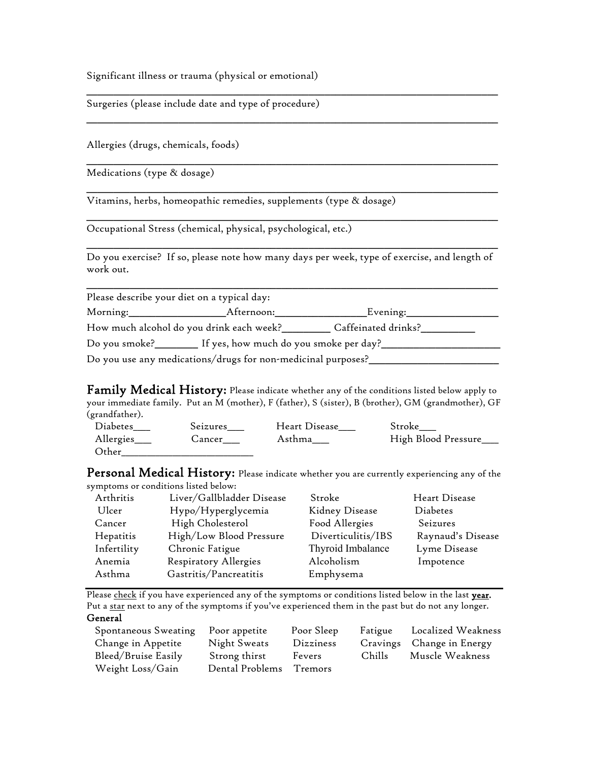Significant illness or trauma (physical or emotional)

___________________________________________________________________________

Surgeries (please include date and type of procedure)

___________________________________________________________________________

Allergies (drugs, chemicals, foods)

___________________________________________________________________________

Medications (type & dosage)

___________________________________________________________________________

Vitamins, herbs, homeopathic remedies, supplements (type & dosage)

___________________________________________________________________________

Occupational Stress (chemical, physical, psychological, etc.)

___________________________________________________________________________

Do you exercise? If so, please note how many days per week, type of exercise, and length of work out.

___________________________________________________________________________

Please describe your diet on a typical day:

Morning:__________________Afternoon:_________________Evening:_________________

How much alcohol do you drink each week?_________ Caffeinated drinks?__________

Do you smoke?________ If yes, how much do you smoke per day?______________________

Do you use any medications/drugs for non-medicinal purposes?________________________

## Family Medical History:

Please indicate whether any of the conditions listed below apply to your immediate family. Put an M (mother), F (father), S (sister), B (brother), GM (grandmother), GF (grandfather).

| | | | |
|---|---|---|---|
| Diabetes___ | Seizures___ | Heart Disease___ | Stroke___ |
| Allergies___ | Cancer___ | Asthma___ | High Blood Pressure___ |

Other_________________________

## Personal Medical History:

Please indicate whether you are currently experiencing any of the symptoms or conditions listed below:

| | | | |
|---|---|---|---|
| Arthritis | Liver/Gallbladder Disease | Stroke | Heart Disease |
| Ulcer | Hypo/Hyperglycemia | Kidney Disease | Diabetes |
| Cancer | High Cholesterol | Food Allergies | Seizures |
| Hepatitis | High/Low Blood Pressure | Diverticulitis/IBS | Raynaud's Disease |
| Infertility | Chronic Fatigue | Thyroid Imbalance | Lyme Disease |
| Anemia | Respiratory Allergies | Alcoholism | Impotence |
| Asthma | Gastritis/Pancreatitis | Emphysema | |

Please check if you have experienced any of the symptoms or conditions listed below in the last **year**. Put a star next to any of the symptoms if you've experienced them in the past but do not any longer.

**General**

| | | | | |
|---|---|---|---|---|
| Spontaneous Sweating | Poor appetite | Poor Sleep | Fatigue | Localized Weakness |
| Change in Appetite | Night Sweats | Dizziness | Cravings | Change in Energy |
| Bleed/Bruise Easily | Strong thirst | Fevers | Chills | Muscle Weakness |
| Weight Loss/Gain | Dental Problems | Tremors | | |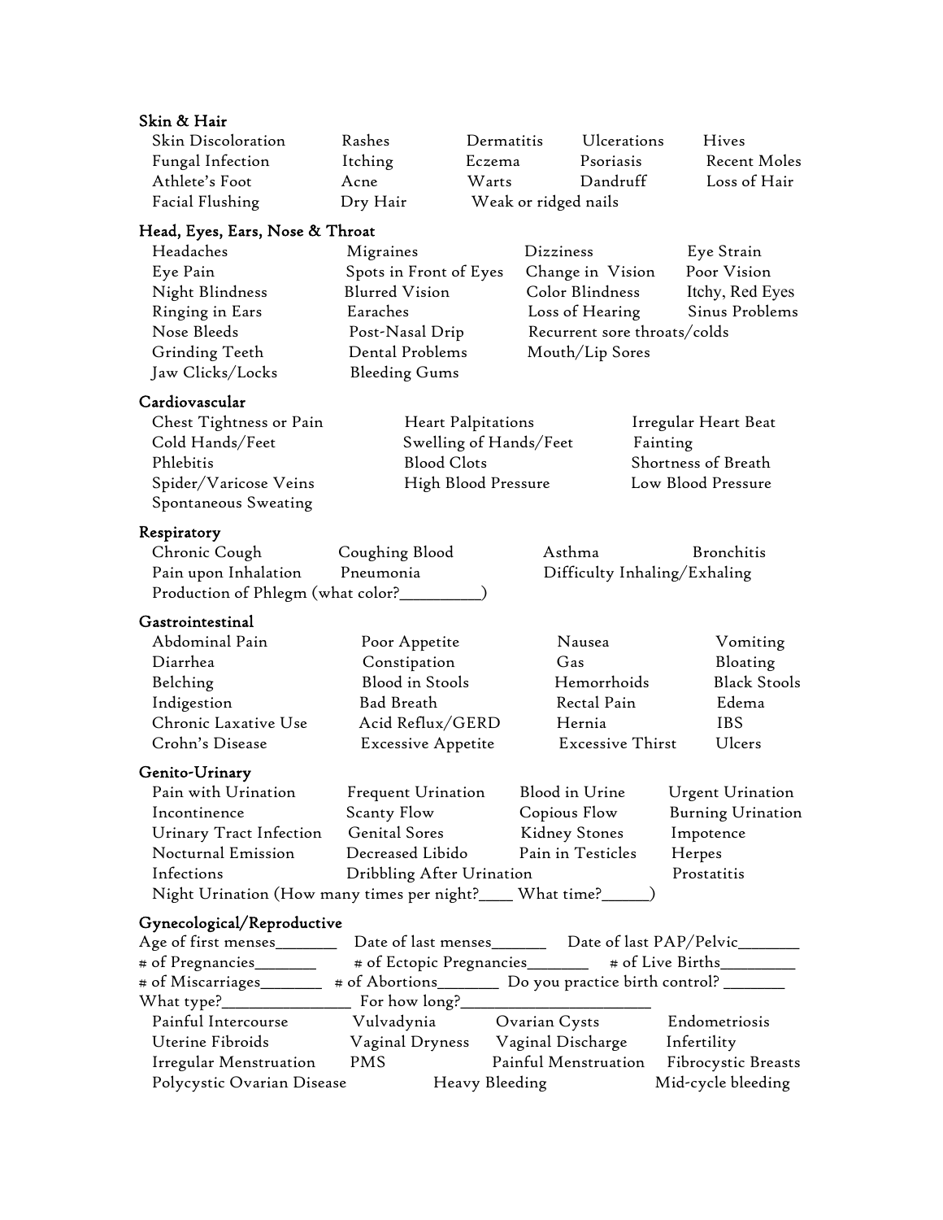**Skin & Hair**

| | | | | |
|---|---|---|---|---|
| Skin Discoloration | Rashes | Dermatitis | Ulcerations | Hives |
| Fungal Infection | Itching | Eczema | Psoriasis | Recent Moles |
| Athlete's Foot | Acne | Warts | Dandruff | Loss of Hair |
| Facial Flushing | Dry Hair | Weak or ridged nails | | |

**Head, Eyes, Ears, Nose & Throat**

| | | | |
|---|---|---|---|
| Headaches | Migraines | Dizziness | Eye Strain |
| Eye Pain | Spots in Front of Eyes | Change in Vision | Poor Vision |
| Night Blindness | Blurred Vision | Color Blindness | Itchy, Red Eyes |
| Ringing in Ears | Earaches | Loss of Hearing | Sinus Problems |
| Nose Bleeds | Post-Nasal Drip | Recurrent sore throats/colds | |
| Grinding Teeth | Dental Problems | Mouth/Lip Sores | |
| Jaw Clicks/Locks | Bleeding Gums | | |

**Cardiovascular**

| | | |
|---|---|---|
| Chest Tightness or Pain | Heart Palpitations | Irregular Heart Beat |
| Cold Hands/Feet | Swelling of Hands/Feet | Fainting |
| Phlebitis | Blood Clots | Shortness of Breath |
| Spider/Varicose Veins | High Blood Pressure | Low Blood Pressure |
| Spontaneous Sweating | | |

**Respiratory**

| | | | |
|---|---|---|---|
| Chronic Cough | Coughing Blood | Asthma | Bronchitis |
| Pain upon Inhalation | Pneumonia | Difficulty Inhaling/Exhaling | |

Production of Phlegm (what color?__________)

**Gastrointestinal**

| | | | |
|---|---|---|---|
| Abdominal Pain | Poor Appetite | Nausea | Vomiting |
| Diarrhea | Constipation | Gas | Bloating |
| Belching | Blood in Stools | Hemorrhoids | Black Stools |
| Indigestion | Bad Breath | Rectal Pain | Edema |
| Chronic Laxative Use | Acid Reflux/GERD | Hernia | IBS |
| Crohn's Disease | Excessive Appetite | Excessive Thirst | Ulcers |

**Genito-Urinary**

| | | | |
|---|---|---|---|
| Pain with Urination | Frequent Urination | Blood in Urine | Urgent Urination |
| Incontinence | Scanty Flow | Copious Flow | Burning Urination |
| Urinary Tract Infection | Genital Sores | Kidney Stones | Impotence |
| Nocturnal Emission | Decreased Libido | Pain in Testicles | Herpes |
| Infections | Dribbling After Urination | | Prostatitis |

Night Urination (How many times per night?____ What time?______)

**Gynecological/Reproductive**

Age of first menses________ Date of last menses_______ Date of last PAP/Pelvic________

# of Pregnancies________ # of Ectopic Pregnancies________ # of Live Births_________

# of Miscarriages________ # of Abortions________ Do you practice birth control? ________

What type?________________ For how long?_______________________

| | | | |
|---|---|---|---|
| Painful Intercourse | Vulvadynia | Ovarian Cysts | Endometriosis |
| Uterine Fibroids | Vaginal Dryness | Vaginal Discharge | Infertility |
| Irregular Menstruation | PMS | Painful Menstruation | Fibrocystic Breasts |
| Polycystic Ovarian Disease | Heavy Bleeding | Mid-cycle bleeding | |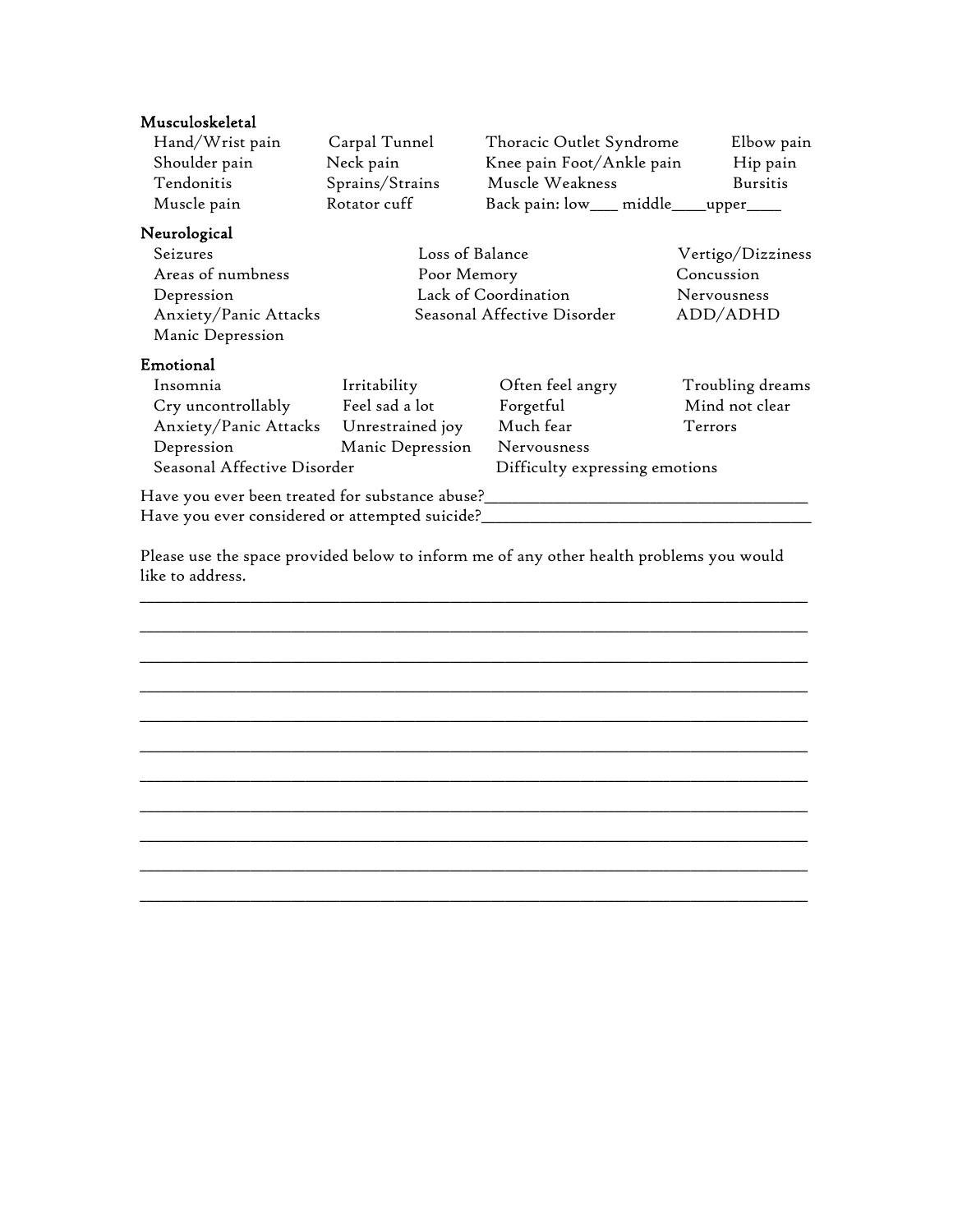**Musculoskeletal**

| | | | |
|---|---|---|---|
| Hand/Wrist pain | Carpal Tunnel | Thoracic Outlet Syndrome | Elbow pain |
| Shoulder pain | Neck pain | Knee pain Foot/Ankle pain | Hip pain |
| Tendonitis | Sprains/Strains | Muscle Weakness | Bursitis |
| Muscle pain | Rotator cuff | Back pain: low___ middle____upper____ | |

**Neurological**

| | | |
|---|---|---|
| Seizures | Loss of Balance | Vertigo/Dizziness |
| Areas of numbness | Poor Memory | Concussion |
| Depression | Lack of Coordination | Nervousness |
| Anxiety/Panic Attacks | Seasonal Affective Disorder | ADD/ADHD |
| Manic Depression | | |

**Emotional**

| | | | |
|---|---|---|---|
| Insomnia | Irritability | Often feel angry | Troubling dreams |
| Cry uncontrollably | Feel sad a lot | Forgetful | Mind not clear |
| Anxiety/Panic Attacks | Unrestrained joy | Much fear | Terrors |
| Depression | Manic Depression | Nervousness | |
| Seasonal Affective Disorder | | Difficulty expressing emotions | |

Have you ever been treated for substance abuse?______________________________________

Have you ever considered or attempted suicide?______________________________________

Please use the space provided below to inform me of any other health problems you would like to address.

____________________________________________________________________________

____________________________________________________________________________

____________________________________________________________________________

____________________________________________________________________________

____________________________________________________________________________

____________________________________________________________________________

____________________________________________________________________________

____________________________________________________________________________

____________________________________________________________________________

____________________________________________________________________________

____________________________________________________________________________